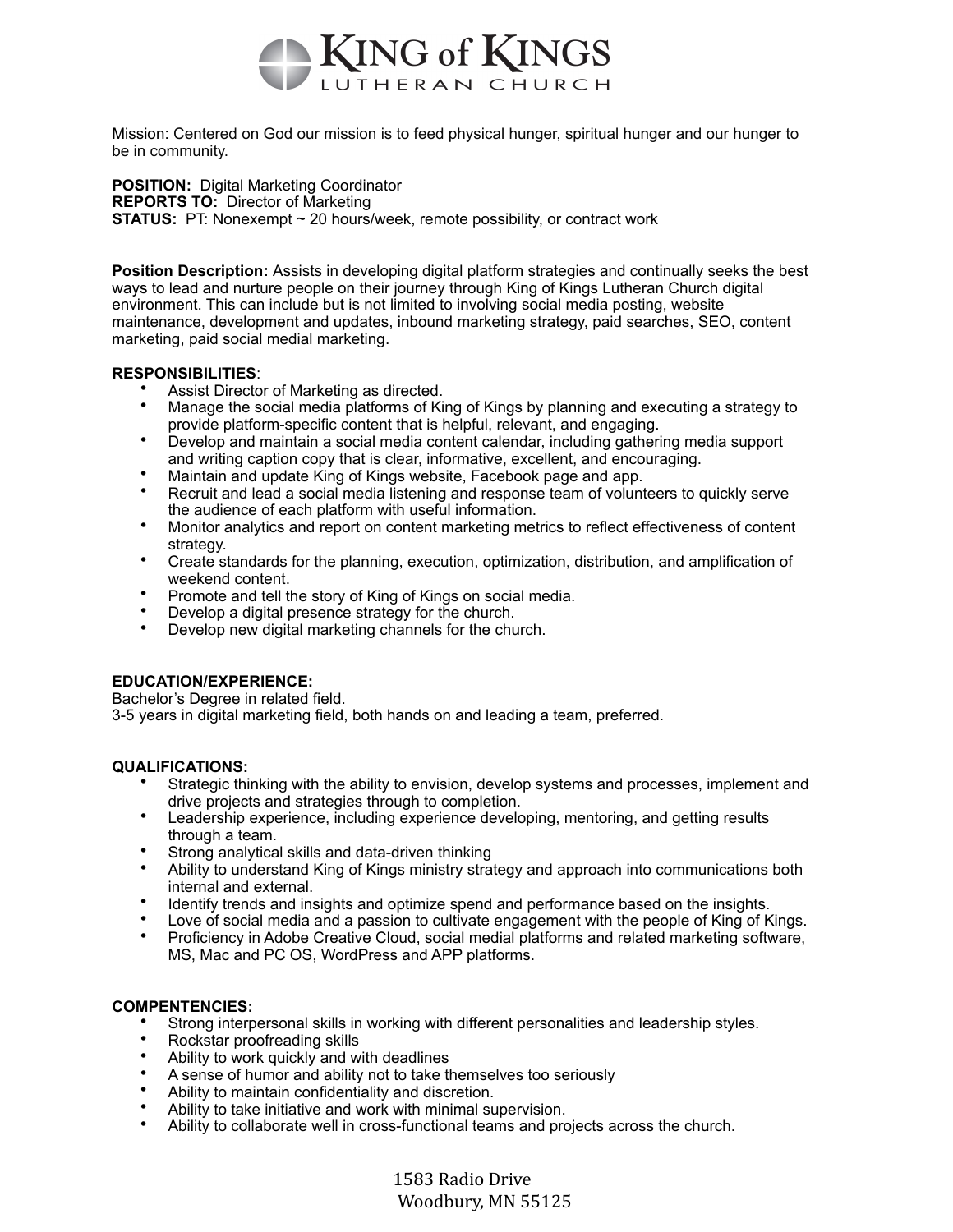# KING of KINGS
LUTHERAN CHURCH

Mission: Centered on God our mission is to feed physical hunger, spiritual hunger and our hunger to be in community.

**POSITION:** Digital Marketing Coordinator
**REPORTS TO:** Director of Marketing
**STATUS:** PT: Nonexempt ~ 20 hours/week, remote possibility, or contract work

**Position Description:** Assists in developing digital platform strategies and continually seeks the best ways to lead and nurture people on their journey through King of Kings Lutheran Church digital environment. This can include but is not limited to involving social media posting, website maintenance, development and updates, inbound marketing strategy, paid searches, SEO, content marketing, paid social medial marketing.

**RESPONSIBILITIES**:

- Assist Director of Marketing as directed.
- Manage the social media platforms of King of Kings by planning and executing a strategy to provide platform-specific content that is helpful, relevant, and engaging.
- Develop and maintain a social media content calendar, including gathering media support and writing caption copy that is clear, informative, excellent, and encouraging.
- Maintain and update King of Kings website, Facebook page and app.
- Recruit and lead a social media listening and response team of volunteers to quickly serve the audience of each platform with useful information.
- Monitor analytics and report on content marketing metrics to reflect effectiveness of content strategy.
- Create standards for the planning, execution, optimization, distribution, and amplification of weekend content.
- Promote and tell the story of King of Kings on social media.
- Develop a digital presence strategy for the church.
- Develop new digital marketing channels for the church.

**EDUCATION/EXPERIENCE:**
Bachelor's Degree in related field.
3-5 years in digital marketing field, both hands on and leading a team, preferred.

**QUALIFICATIONS:**

- Strategic thinking with the ability to envision, develop systems and processes, implement and drive projects and strategies through to completion.
- Leadership experience, including experience developing, mentoring, and getting results through a team.
- Strong analytical skills and data-driven thinking
- Ability to understand King of Kings ministry strategy and approach into communications both internal and external.
- Identify trends and insights and optimize spend and performance based on the insights.
- Love of social media and a passion to cultivate engagement with the people of King of Kings.
- Proficiency in Adobe Creative Cloud, social medial platforms and related marketing software, MS, Mac and PC OS, WordPress and APP platforms.

**COMPENTENCIES:**

- Strong interpersonal skills in working with different personalities and leadership styles.
- Rockstar proofreading skills
- Ability to work quickly and with deadlines
- A sense of humor and ability not to take themselves too seriously
- Ability to maintain confidentiality and discretion.
- Ability to take initiative and work with minimal supervision.
- Ability to collaborate well in cross-functional teams and projects across the church.

1583 Radio Drive
Woodbury, MN 55125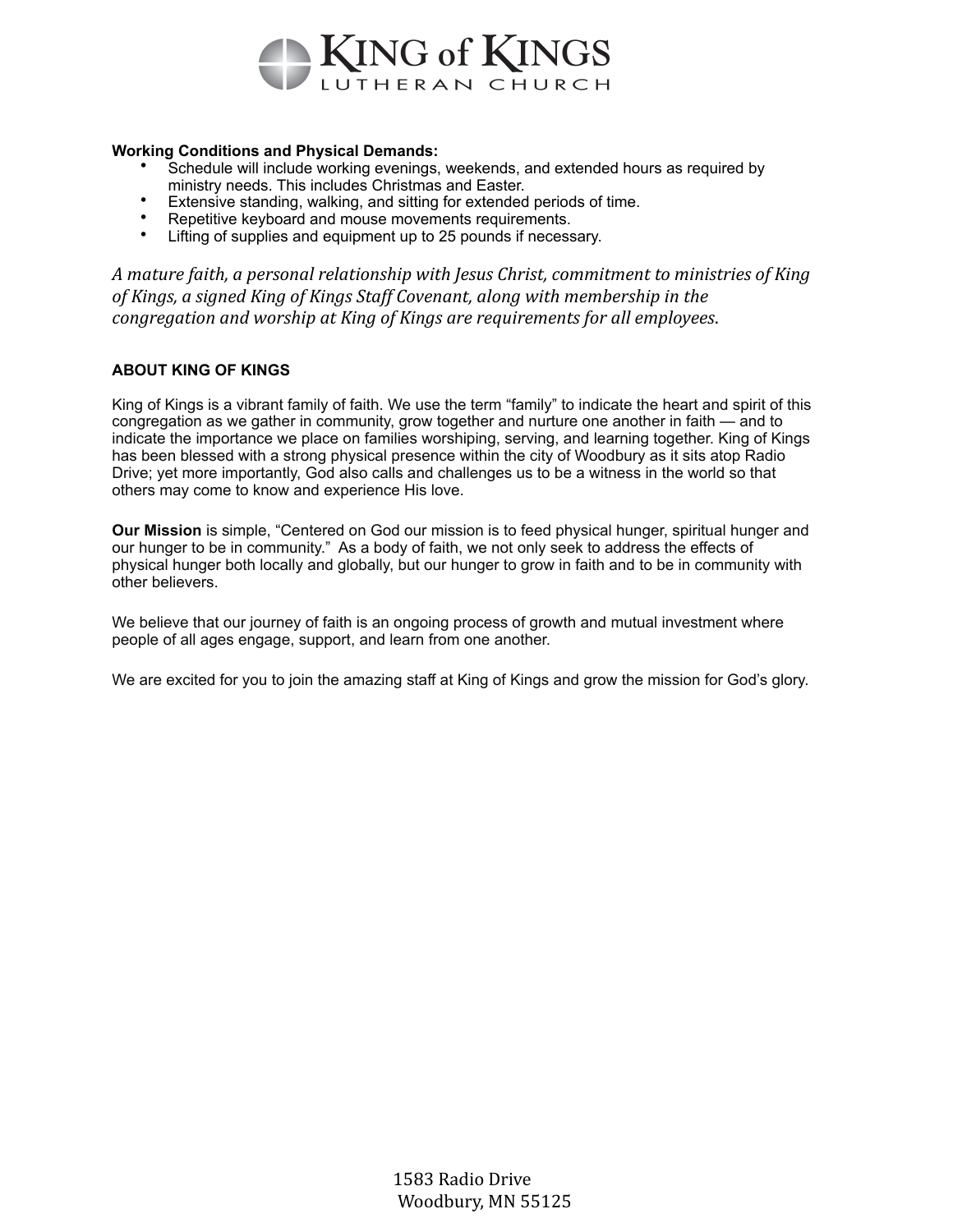**Working Conditions and Physical Demands:**

- Schedule will include working evenings, weekends, and extended hours as required by ministry needs. This includes Christmas and Easter.
- Extensive standing, walking, and sitting for extended periods of time.
- Repetitive keyboard and mouse movements requirements.
- Lifting of supplies and equipment up to 25 pounds if necessary.

*A mature faith, a personal relationship with Jesus Christ, commitment to ministries of King of Kings, a signed King of Kings Staff Covenant, along with membership in the congregation and worship at King of Kings are requirements for all employees.*

**ABOUT KING OF KINGS**

King of Kings is a vibrant family of faith. We use the term "family" to indicate the heart and spirit of this congregation as we gather in community, grow together and nurture one another in faith — and to indicate the importance we place on families worshiping, serving, and learning together. King of Kings has been blessed with a strong physical presence within the city of Woodbury as it sits atop Radio Drive; yet more importantly, God also calls and challenges us to be a witness in the world so that others may come to know and experience His love.

**Our Mission** is simple, "Centered on God our mission is to feed physical hunger, spiritual hunger and our hunger to be in community." As a body of faith, we not only seek to address the effects of physical hunger both locally and globally, but our hunger to grow in faith and to be in community with other believers.

We believe that our journey of faith is an ongoing process of growth and mutual investment where people of all ages engage, support, and learn from one another.

We are excited for you to join the amazing staff at King of Kings and grow the mission for God's glory.